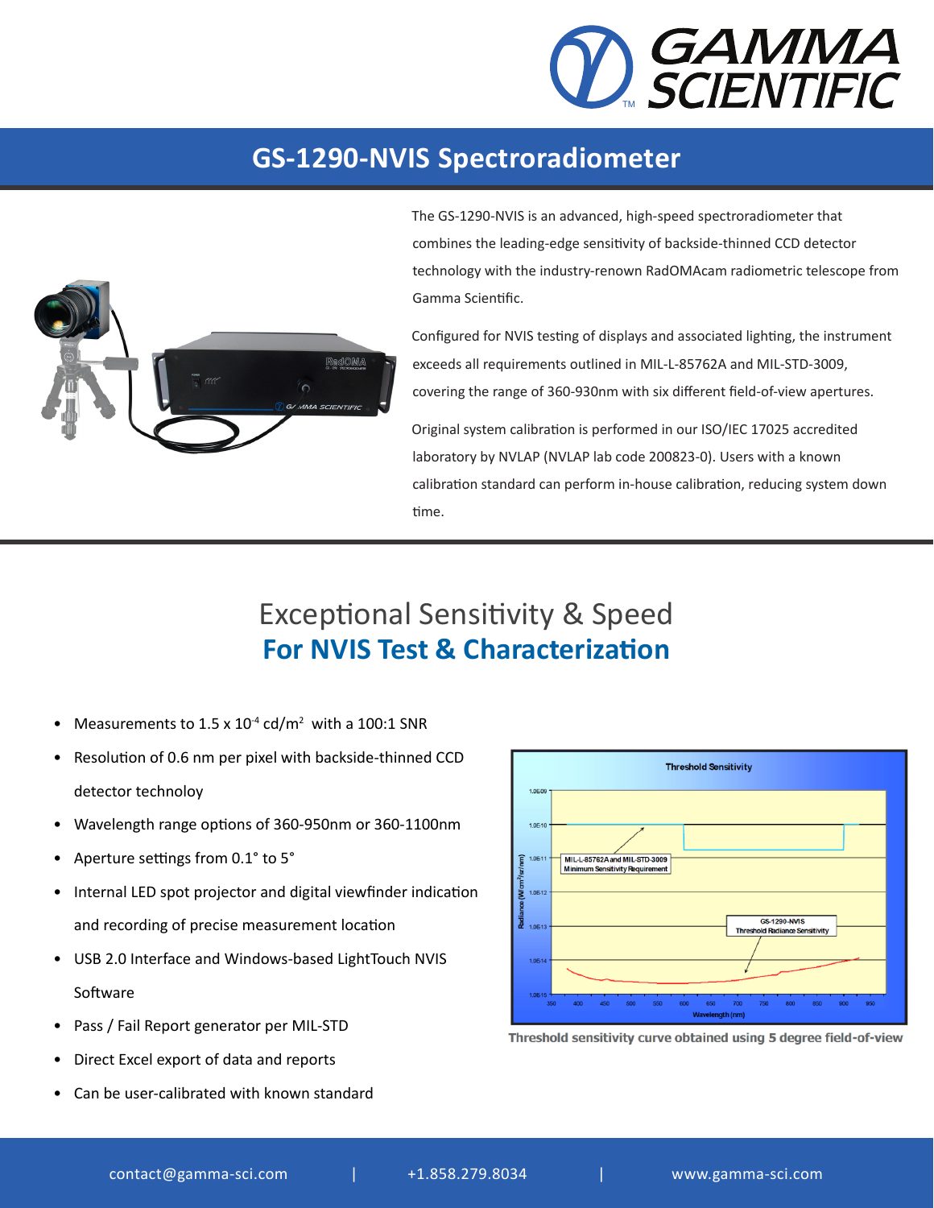# GS-1290-NVIS Spectroradiometer

The GS-1290-NVIS is an advanced, high-speed spectroradiometer that combines the leading-edge sensitivity of backside-thinned CCD detector technology with the industry-renown RadOMAcam radiometric telescope from Gamma Scientific.

Configured for NVIS testing of displays and associated lighting, the instrument exceeds all requirements outlined in MIL-L-85762A and MIL-STD-3009, covering the range of 360-930nm with six different field-of-view apertures.

Original system calibration is performed in our ISO/IEC 17025 accredited laboratory by NVLAP (NVLAP lab code 200823-0). Users with a known calibration standard can perform in-house calibration, reducing system down time.

## Exceptional Sensitivity & Speed
## **For NVIS Test & Characterization**

- Measurements to 1.5 x $10^{-4}$ cd/$m^2$ with a 100:1 SNR
- Resolution of 0.6 nm per pixel with backside-thinned CCD detector technoloy
- Wavelength range options of 360-950nm or 360-1100nm
- Aperture settings from 0.1° to 5°
- Internal LED spot projector and digital viewfinder indication and recording of precise measurement location
- USB 2.0 Interface and Windows-based LightTouch NVIS Software
- Pass / Fail Report generator per MIL-STD
- Direct Excel export of data and reports
- Can be user-calibrated with known standard

Threshold sensitivity curve obtained using 5 degree field-of-view

contact@gamma-sci.com | +1.858.279.8034 | www.gamma-sci.com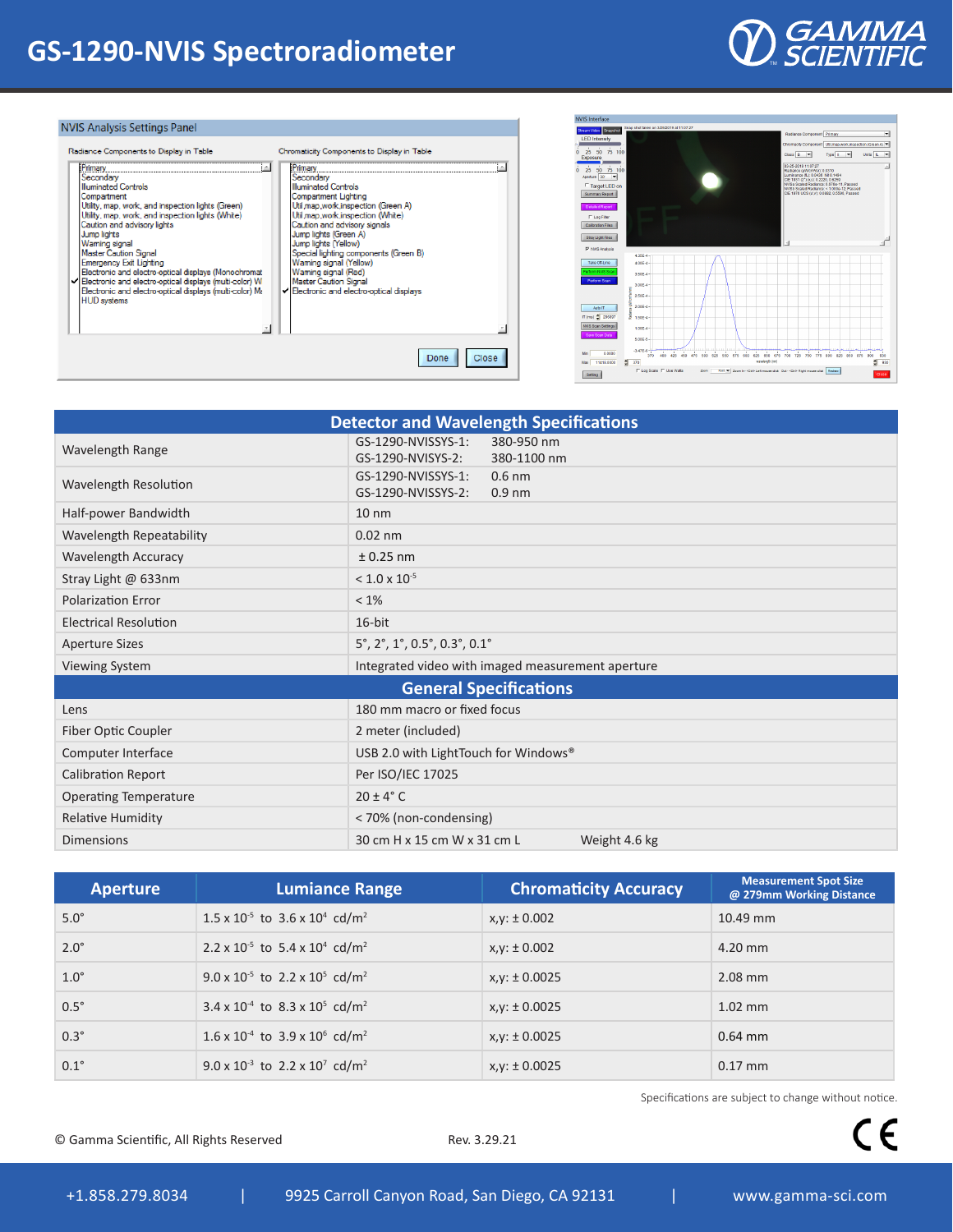# GS-1290-NVIS Spectroradiometer

NVIS Analysis Settings Panel

Radiance Components to Display in Table

- Primary
- Secondary
- Illuminated Controls
- Compartment
- Utility, map, work, and inspection lights (Green)
- Utility, map, work, and inspection lights (White)
- Caution and advisory lights
- Jump lights
- Warning signal
- Master Caution Signal
- Emergency Exit Lighting
- Electronic and electro-optical displays (Monochromat
- ✓ Electronic and electro-optical displays (multi-color) W
- Electronic and electro-optical displays (multi-color) M
- HUD systems

Chromaticity Components to Display in Table

- Primary
- Secondary
- Illuminated Controls
- Compartment Lighting
- Util,map,work,inspection (Green A)
- Util,map,work,inspection (White)
- Caution and advisory signals
- Jump lights (Green A)
- Jump lights (Yellow)
- Special lighting components (Green B)
- Warning signal (Yellow)
- Warning signal (Red)
- Master Caution Signal
- ✓ Electronic and electro-optical displays

Done | Close

NVIS Interface

| Detector and Wavelength Specifications | |
|---|---|
| Wavelength Range | GS-1290-NVISSYS-1: 380-950 nm<br>GS-1290-NVISSYS-2: 380-1100 nm |
| Wavelength Resolution | GS-1290-NVISSYS-1: 0.6 nm<br>GS-1290-NVISSYS-2: 0.9 nm |
| Half-power Bandwidth | 10 nm |
| Wavelength Repeatability | 0.02 nm |
| Wavelength Accuracy | ± 0.25 nm |
| Stray Light @ 633nm | $< 1.0 \times 10^{-5}$ |
| Polarization Error | < 1% |
| Electrical Resolution | 16-bit |
| Aperture Sizes | 5°, 2°, 1°, 0.5°, 0.3°, 0.1° |
| Viewing System | Integrated video with imaged measurement aperture |
| **General Specifications** | |
| Lens | 180 mm macro or fixed focus |
| Fiber Optic Coupler | 2 meter (included) |
| Computer Interface | USB 2.0 with LightTouch for Windows® |
| Calibration Report | Per ISO/IEC 17025 |
| Operating Temperature | 20 ± 4° C |
| Relative Humidity | < 70% (non-condensing) |
| Dimensions | 30 cm H x 15 cm W x 31 cm L Weight 4.6 kg |

| Aperture | Lumiance Range | Chromaticity Accuracy | Measurement Spot Size @ 279mm Working Distance |
|---|---|---|---|
| 5.0° | $1.5 \times 10^{-5}$ to $3.6 \times 10^{4}$ cd/m² | x,y: ± 0.002 | 10.49 mm |
| 2.0° | $2.2 \times 10^{-5}$ to $5.4 \times 10^{4}$ cd/m² | x,y: ± 0.002 | 4.20 mm |
| 1.0° | $9.0 \times 10^{-5}$ to $2.2 \times 10^{5}$ cd/m² | x,y: ± 0.0025 | 2.08 mm |
| 0.5° | $3.4 \times 10^{-4}$ to $8.3 \times 10^{5}$ cd/m² | x,y: ± 0.0025 | 1.02 mm |
| 0.3° | $1.6 \times 10^{-4}$ to $3.9 \times 10^{6}$ cd/m² | x,y: ± 0.0025 | 0.64 mm |
| 0.1° | $9.0 \times 10^{-3}$ to $2.2 \times 10^{7}$ cd/m² | x,y: ± 0.0025 | 0.17 mm |

Specifications are subject to change without notice.

© Gamma Scientific, All Rights Reserved Rev. 3.29.21

+1.858.279.8034 | 9925 Carroll Canyon Road, San Diego, CA 92131 | www.gamma-sci.com